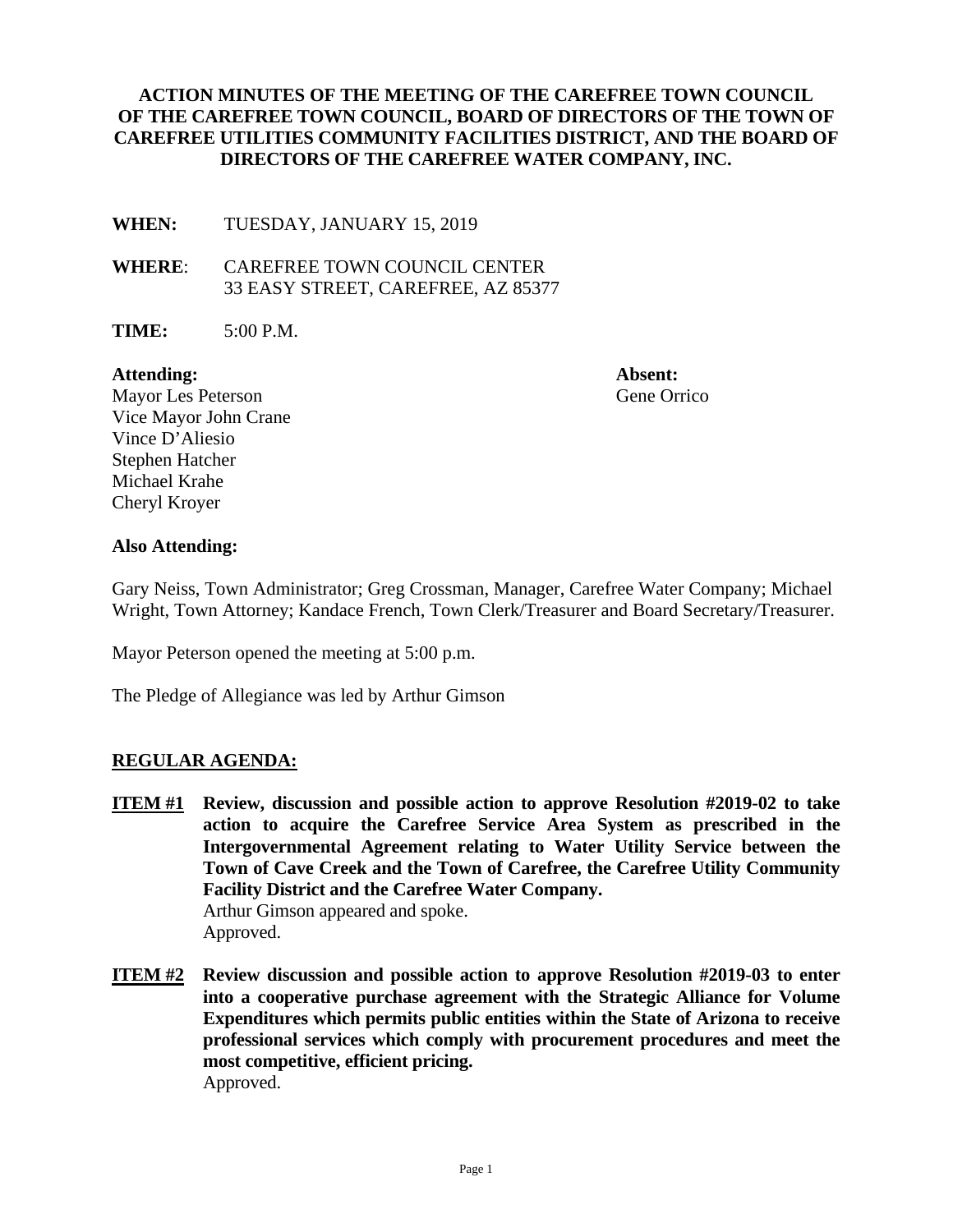# ACTION MINUTES OF THE MEETING OF THE CAREFREE TOWN COUNCIL OF THE CAREFREE TOWN COUNCIL, BOARD OF DIRECTORS OF THE TOWN OF CAREFREE UTILITIES COMMUNITY FACILITIES DISTRICT, AND THE BOARD OF DIRECTORS OF THE CAREFREE WATER COMPANY, INC.

**WHEN:** TUESDAY, JANUARY 15, 2019

**WHERE**: CAREFREE TOWN COUNCIL CENTER
33 EASY STREET, CAREFREE, AZ 85377

**TIME:** 5:00 P.M.

**Attending:**
Mayor Les Peterson
Vice Mayor John Crane
Vince D'Aliesio
Stephen Hatcher
Michael Krahe
Cheryl Kroyer

**Absent:**
Gene Orrico

**Also Attending:**

Gary Neiss, Town Administrator; Greg Crossman, Manager, Carefree Water Company; Michael Wright, Town Attorney; Kandace French, Town Clerk/Treasurer and Board Secretary/Treasurer.

Mayor Peterson opened the meeting at 5:00 p.m.

The Pledge of Allegiance was led by Arthur Gimson

## REGULAR AGENDA:

**ITEM #1** **Review, discussion and possible action to approve Resolution #2019-02 to take action to acquire the Carefree Service Area System as prescribed in the Intergovernmental Agreement relating to Water Utility Service between the Town of Cave Creek and the Town of Carefree, the Carefree Utility Community Facility District and the Carefree Water Company.**
Arthur Gimson appeared and spoke.
Approved.

**ITEM #2** **Review discussion and possible action to approve Resolution #2019-03 to enter into a cooperative purchase agreement with the Strategic Alliance for Volume Expenditures which permits public entities within the State of Arizona to receive professional services which comply with procurement procedures and meet the most competitive, efficient pricing.**
Approved.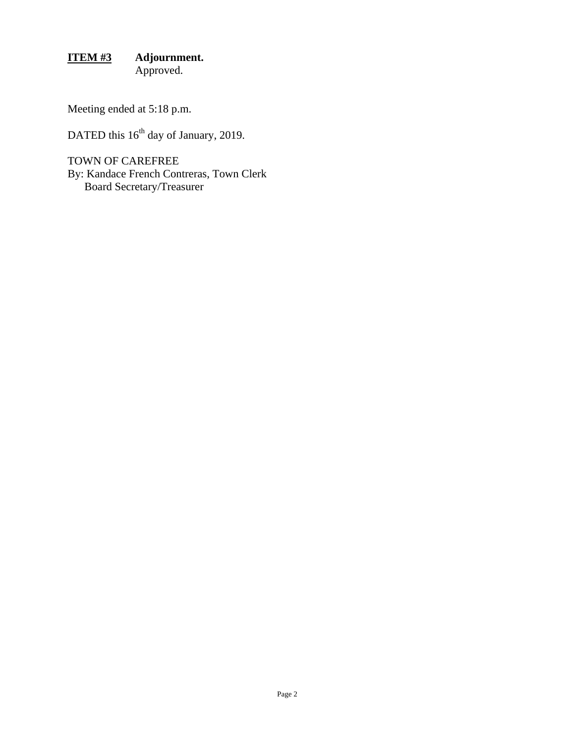**<u>ITEM #3</u>** **Adjournment.**
Approved.

Meeting ended at 5:18 p.m.

DATED this $16^{th}$ day of January, 2019.

TOWN OF CAREFREE
By: Kandace French Contreras, Town Clerk
Board Secretary/Treasurer